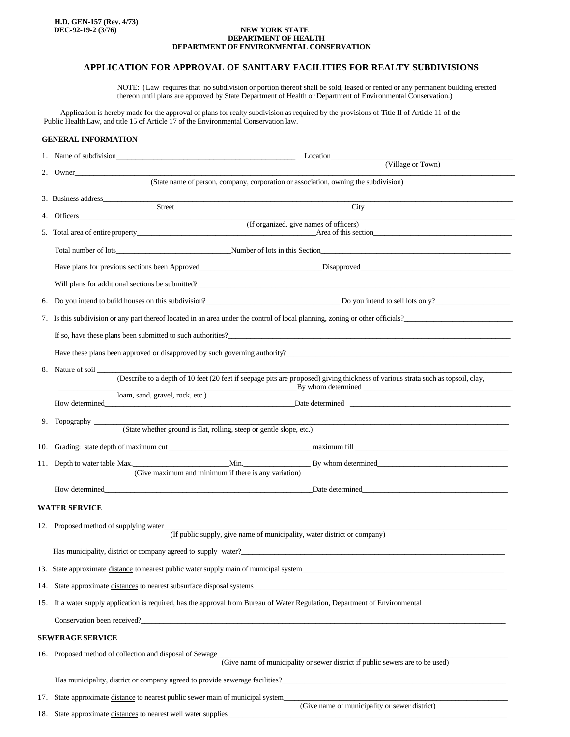H.D. GEN-157 (Rev. 4/73)
DEC-92-19-2 (3/76)

NEW YORK STATE
DEPARTMENT OF HEALTH
DEPARTMENT OF ENVIRONMENTAL CONSERVATION

## APPLICATION FOR APPROVAL OF SANITARY FACILITIES FOR REALTY SUBDIVISIONS

NOTE: (Law requires that no subdivision or portion thereof shall be sold, leased or rented or any permanent building erected thereon until plans are approved by State Department of Health or Department of Environmental Conservation.)

Application is hereby made for the approval of plans for realty subdivision as required by the provisions of Title II of Article 11 of the Public Health Law, and title 15 of Article 17 of the Environmental Conservation law.

### GENERAL INFORMATION

1. Name of subdivision\_\_\_\_\_\_\_\_\_\_\_\_\_\_\_\_\_\_\_\_ Location\_\_\_\_\_\_\_\_\_\_\_\_\_\_\_\_\_\_\_\_
   (Village or Town)
2. Owner\_\_\_\_\_\_\_\_\_\_\_\_\_\_\_\_\_\_\_\_
   (State name of person, company, corporation or association, owning the subdivision)
3. Business address\_\_\_\_\_\_\_\_\_\_\_\_\_\_\_\_\_\_\_\_
   Street City
4. Officers\_\_\_\_\_\_\_\_\_\_\_\_\_\_\_\_\_\_\_\_
   (If organized, give names of officers)
5. Total area of entire property\_\_\_\_\_\_\_\_\_\_\_\_\_\_\_\_\_\_\_\_Area of this section\_\_\_\_\_\_\_\_\_\_\_\_\_\_\_\_\_\_\_\_

   Total number of lots\_\_\_\_\_\_\_\_\_\_\_\_\_\_\_\_\_\_\_\_Number of lots in this Section\_\_\_\_\_\_\_\_\_\_\_\_\_\_\_\_\_\_\_\_

   Have plans for previous sections been Approved\_\_\_\_\_\_\_\_\_\_\_\_\_\_\_\_\_\_\_\_Disapproved\_\_\_\_\_\_\_\_\_\_\_\_\_\_\_\_\_\_\_\_

   Will plans for additional sections be submitted?\_\_\_\_\_\_\_\_\_\_\_\_\_\_\_\_\_\_\_\_
6. Do you intend to build houses on this subdivision?\_\_\_\_\_\_\_\_\_\_\_\_\_\_\_\_\_\_\_\_ Do you intend to sell lots only?\_\_\_\_\_\_\_\_\_\_\_\_\_\_\_\_\_\_\_\_
7. Is this subdivision or any part thereof located in an area under the control of local planning, zoning or other officials?\_\_\_\_\_\_\_\_\_\_\_\_\_\_\_\_\_\_\_\_

   If so, have these plans been submitted to such authorities?\_\_\_\_\_\_\_\_\_\_\_\_\_\_\_\_\_\_\_\_

   Have these plans been approved or disapproved by such governing authority?\_\_\_\_\_\_\_\_\_\_\_\_\_\_\_\_\_\_\_\_
8. Nature of soil \_\_\_\_\_\_\_\_\_\_\_\_\_\_\_\_\_\_\_\_
   (Describe to a depth of 10 feet (20 feet if seepage pits are proposed) giving thickness of various strata such as topsoil, clay, loam, sand, gravel, rock, etc.)
   \_\_\_\_\_\_\_\_\_\_\_\_\_\_\_\_\_\_\_\_By whom determined \_\_\_\_\_\_\_\_\_\_\_\_\_\_\_\_\_\_\_\_

   How determined\_\_\_\_\_\_\_\_\_\_\_\_\_\_\_\_\_\_\_\_Date determined \_\_\_\_\_\_\_\_\_\_\_\_\_\_\_\_\_\_\_\_
9. Topography \_\_\_\_\_\_\_\_\_\_\_\_\_\_\_\_\_\_\_\_
   (State whether ground is flat, rolling, steep or gentle slope, etc.)
10. Grading: state depth of maximum cut \_\_\_\_\_\_\_\_\_\_\_\_\_\_\_\_\_\_\_\_ maximum fill \_\_\_\_\_\_\_\_\_\_\_\_\_\_\_\_\_\_\_\_
11. Depth to water table Max.\_\_\_\_\_\_\_\_\_\_\_\_\_\_\_\_\_\_\_\_Min.\_\_\_\_\_\_\_\_\_\_\_\_\_\_\_\_\_\_\_\_ By whom determined\_\_\_\_\_\_\_\_\_\_\_\_\_\_\_\_\_\_\_\_
    (Give maximum and minimum if there is any variation)

    How determined\_\_\_\_\_\_\_\_\_\_\_\_\_\_\_\_\_\_\_\_Date determined\_\_\_\_\_\_\_\_\_\_\_\_\_\_\_\_\_\_\_\_

### WATER SERVICE

12. Proposed method of supplying water\_\_\_\_\_\_\_\_\_\_\_\_\_\_\_\_\_\_\_\_
    (If public supply, give name of municipality, water district or company)

    Has municipality, district or company agreed to supply water?\_\_\_\_\_\_\_\_\_\_\_\_\_\_\_\_\_\_\_\_
13. State approximate <u>distance</u> to nearest public water supply main of municipal system\_\_\_\_\_\_\_\_\_\_\_\_\_\_\_\_\_\_\_\_
14. State approximate <u>distances</u> to nearest subsurface disposal systems\_\_\_\_\_\_\_\_\_\_\_\_\_\_\_\_\_\_\_\_
15. If a water supply application is required, has the approval from Bureau of Water Regulation, Department of Environmental Conservation been received?\_\_\_\_\_\_\_\_\_\_\_\_\_\_\_\_\_\_\_\_

### SEWERAGE SERVICE

16. Proposed method of collection and disposal of Sewage\_\_\_\_\_\_\_\_\_\_\_\_\_\_\_\_\_\_\_\_
    (Give name of municipality or sewer district if public sewers are to be used)

    Has municipality, district or company agreed to provide sewerage facilities?\_\_\_\_\_\_\_\_\_\_\_\_\_\_\_\_\_\_\_\_
17. State approximate <u>distance</u> to nearest public sewer main of municipal system\_\_\_\_\_\_\_\_\_\_\_\_\_\_\_\_\_\_\_\_
    (Give name of municipality or sewer district)
18. State approximate <u>distances</u> to nearest well water supplies\_\_\_\_\_\_\_\_\_\_\_\_\_\_\_\_\_\_\_\_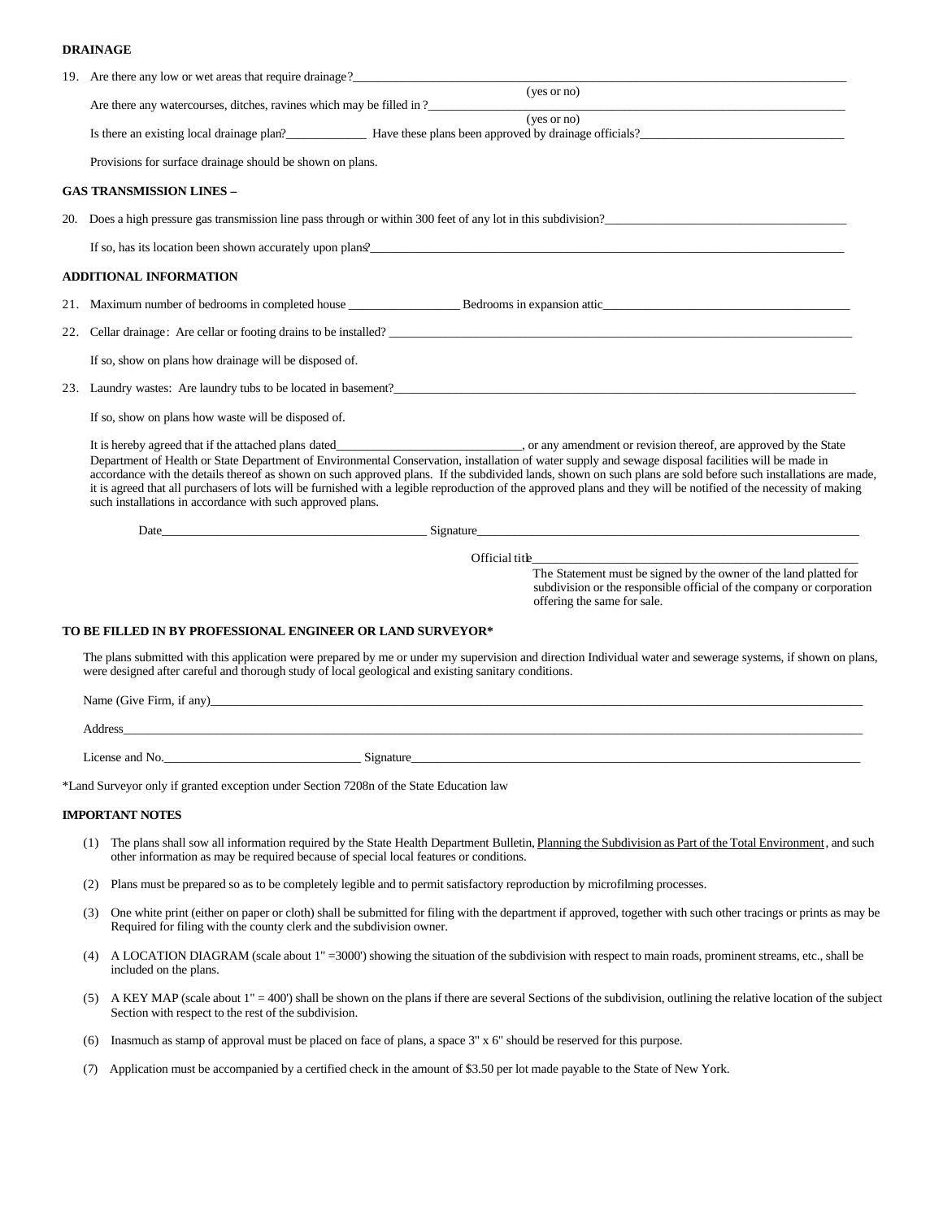**DRAINAGE**

19. Are there any low or wet areas that require drainage?________________________________________________
(yes or no)

Are there any watercourses, ditches, ravines which may be filled in ?_______________________________________
(yes or no)

Is there an existing local drainage plan?_____________ Have these plans been approved by drainage officials?_______________________________

Provisions for surface drainage should be shown on plans.

**GAS TRANSMISSION LINES –**

20. Does a high pressure gas transmission line pass through or within 300 feet of any lot in this subdivision?_____________________________________

If so, has its location been shown accurately upon plans?_______________________________________________

**ADDITIONAL INFORMATION**

21. Maximum number of bedrooms in completed house _________________ Bedrooms in expansion attic______________________________________

22. Cellar drainage: Are cellar or footing drains to be installed? ____________________________________________

If so, show on plans how drainage will be disposed of.

23. Laundry wastes: Are laundry tubs to be located in basement?_____________________________________________

If so, show on plans how waste will be disposed of.

It is hereby agreed that if the attached plans dated______________________________, or any amendment or revision thereof, are approved by the State Department of Health or State Department of Environmental Conservation, installation of water supply and sewage disposal facilities will be made in accordance with the details thereof as shown on such approved plans. If the subdivided lands, shown on such plans are sold before such installations are made, it is agreed that all purchasers of lots will be furnished with a legible reproduction of the approved plans and they will be notified of the necessity of making such installations in accordance with such approved plans.

Date__________________________________________ Signature________________________________________________

Official title__________________________________________

The Statement must be signed by the owner of the land platted for subdivision or the responsible official of the company or corporation offering the same for sale.

**TO BE FILLED IN BY PROFESSIONAL ENGINEER OR LAND SURVEYOR***

The plans submitted with this application were prepared by me or under my supervision and direction Individual water and sewerage systems, if shown on plans, were designed after careful and thorough study of local geological and existing sanitary conditions.

Name (Give Firm, if any)____________________________________________________________________________

Address________________________________________________________________________________________

License and No.________________________________ Signature____________________________________________

*Land Surveyor only if granted exception under Section 7208n of the State Education law

**IMPORTANT NOTES**

(1) The plans shall sow all information required by the State Health Department Bulletin, Planning the Subdivision as Part of the Total Environment, and such other information as may be required because of special local features or conditions.

(2) Plans must be prepared so as to be completely legible and to permit satisfactory reproduction by microfilming processes.

(3) One white print (either on paper or cloth) shall be submitted for filing with the department if approved, together with such other tracings or prints as may be Required for filing with the county clerk and the subdivision owner.

(4) A LOCATION DIAGRAM (scale about 1" =3000') showing the situation of the subdivision with respect to main roads, prominent streams, etc., shall be included on the plans.

(5) A KEY MAP (scale about 1" = 400') shall be shown on the plans if there are several Sections of the subdivision, outlining the relative location of the subject Section with respect to the rest of the subdivision.

(6) Inasmuch as stamp of approval must be placed on face of plans, a space 3" x 6" should be reserved for this purpose.

(7) Application must be accompanied by a certified check in the amount of $3.50 per lot made payable to the State of New York.